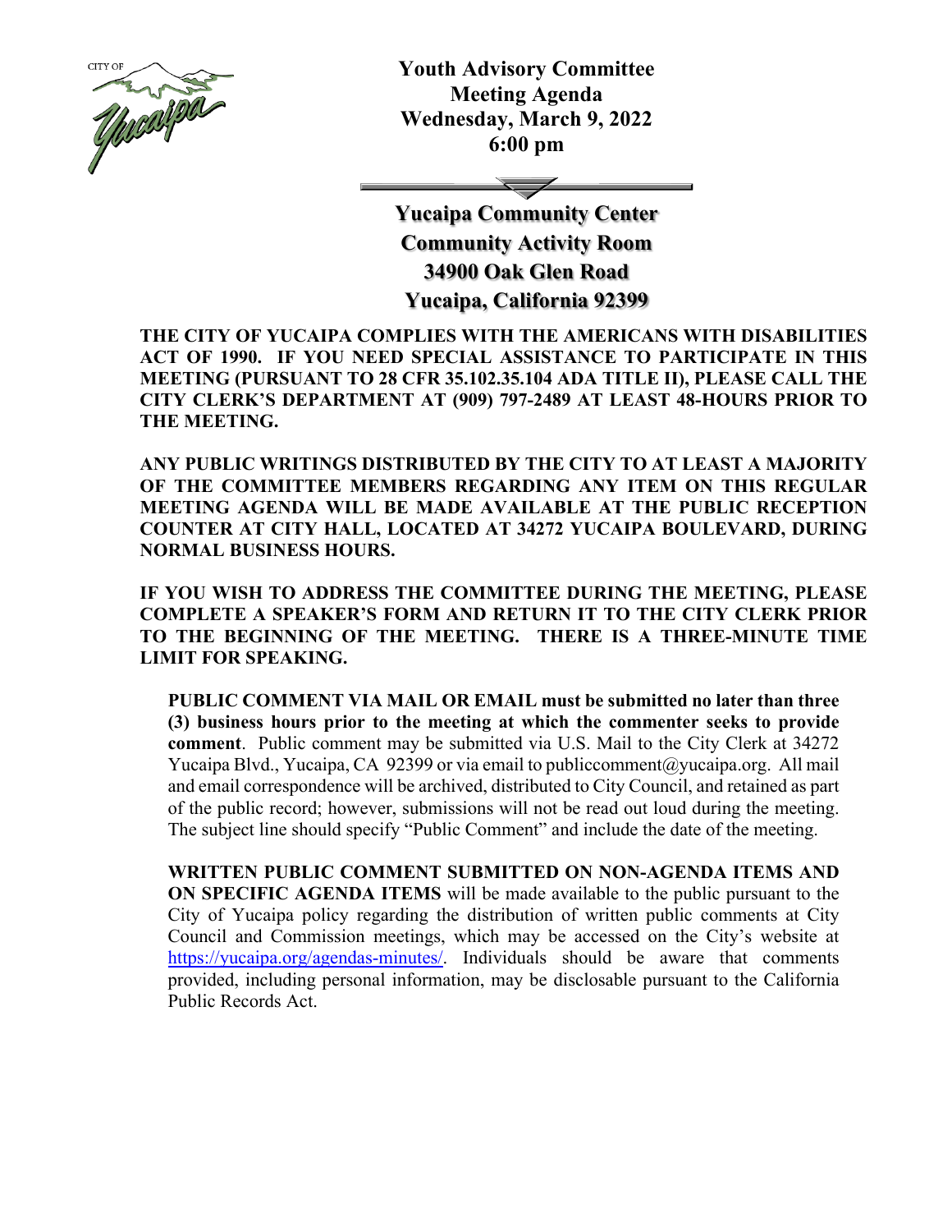# Youth Advisory Committee Meeting Agenda

**Wednesday, March 9, 2022**
**6:00 pm**

**Yucaipa Community Center**
**Community Activity Room**
**34900 Oak Glen Road**
**Yucaipa, California 92399**

**THE CITY OF YUCAIPA COMPLIES WITH THE AMERICANS WITH DISABILITIES ACT OF 1990. IF YOU NEED SPECIAL ASSISTANCE TO PARTICIPATE IN THIS MEETING (PURSUANT TO 28 CFR 35.102.35.104 ADA TITLE II), PLEASE CALL THE CITY CLERK'S DEPARTMENT AT (909) 797-2489 AT LEAST 48-HOURS PRIOR TO THE MEETING.**

**ANY PUBLIC WRITINGS DISTRIBUTED BY THE CITY TO AT LEAST A MAJORITY OF THE COMMITTEE MEMBERS REGARDING ANY ITEM ON THIS REGULAR MEETING AGENDA WILL BE MADE AVAILABLE AT THE PUBLIC RECEPTION COUNTER AT CITY HALL, LOCATED AT 34272 YUCAIPA BOULEVARD, DURING NORMAL BUSINESS HOURS.**

**IF YOU WISH TO ADDRESS THE COMMITTEE DURING THE MEETING, PLEASE COMPLETE A SPEAKER'S FORM AND RETURN IT TO THE CITY CLERK PRIOR TO THE BEGINNING OF THE MEETING. THERE IS A THREE-MINUTE TIME LIMIT FOR SPEAKING.**

**PUBLIC COMMENT VIA MAIL OR EMAIL must be submitted no later than three (3) business hours prior to the meeting at which the commenter seeks to provide comment**. Public comment may be submitted via U.S. Mail to the City Clerk at 34272 Yucaipa Blvd., Yucaipa, CA 92399 or via email to publiccomment@yucaipa.org. All mail and email correspondence will be archived, distributed to City Council, and retained as part of the public record; however, submissions will not be read out loud during the meeting. The subject line should specify "Public Comment" and include the date of the meeting.

**WRITTEN PUBLIC COMMENT SUBMITTED ON NON-AGENDA ITEMS AND ON SPECIFIC AGENDA ITEMS** will be made available to the public pursuant to the City of Yucaipa policy regarding the distribution of written public comments at City Council and Commission meetings, which may be accessed on the City's website at https://yucaipa.org/agendas-minutes/. Individuals should be aware that comments provided, including personal information, may be disclosable pursuant to the California Public Records Act.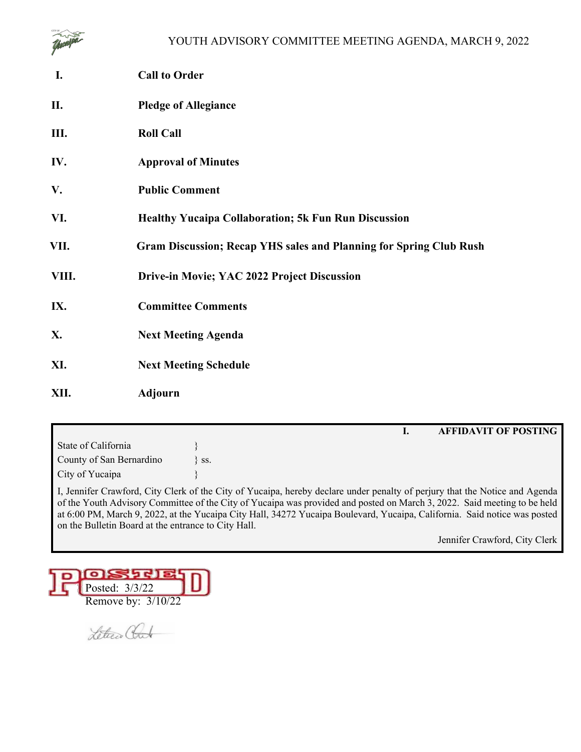YOUTH ADVISORY COMMITTEE MEETING AGENDA, MARCH 9, 2022

**I.** **Call to Order**

**II.** **Pledge of Allegiance**

**III.** **Roll Call**

**IV.** **Approval of Minutes**

**V.** **Public Comment**

**VI.** **Healthy Yucaipa Collaboration; 5k Fun Run Discussion**

**VII.** **Gram Discussion; Recap YHS sales and Planning for Spring Club Rush**

**VIII.** **Drive-in Movie; YAC 2022 Project Discussion**

**IX.** **Committee Comments**

**X.** **Next Meeting Agenda**

**XI.** **Next Meeting Schedule**

**XII.** **Adjourn**

**I. AFFIDAVIT OF POSTING**

State of California }
County of San Bernardino } ss.
City of Yucaipa }

I, Jennifer Crawford, City Clerk of the City of Yucaipa, hereby declare under penalty of perjury that the Notice and Agenda of the Youth Advisory Committee of the City of Yucaipa was provided and posted on March 3, 2022. Said meeting to be held at 6:00 PM, March 9, 2022, at the Yucaipa City Hall, 34272 Yucaipa Boulevard, Yucaipa, California. Said notice was posted on the Bulletin Board at the entrance to City Hall.

Jennifer Crawford, City Clerk

POSTED
Posted: 3/3/22
Remove by: 3/10/22